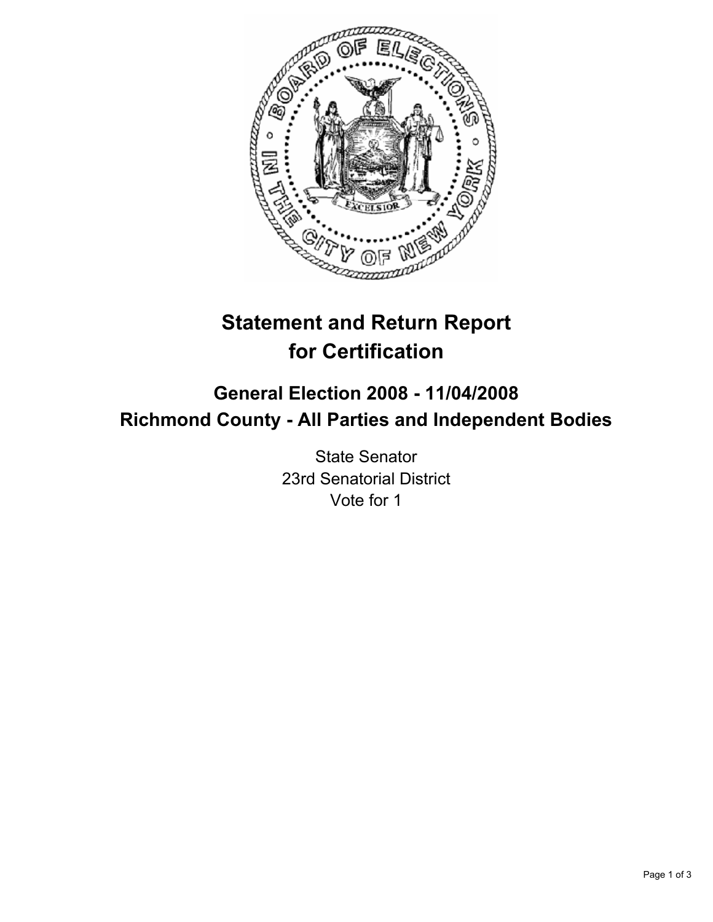# Statement and Return Report for Certification

## General Election 2008 - 11/04/2008
## Richmond County - All Parties and Independent Bodies

State Senator
23rd Senatorial District
Vote for 1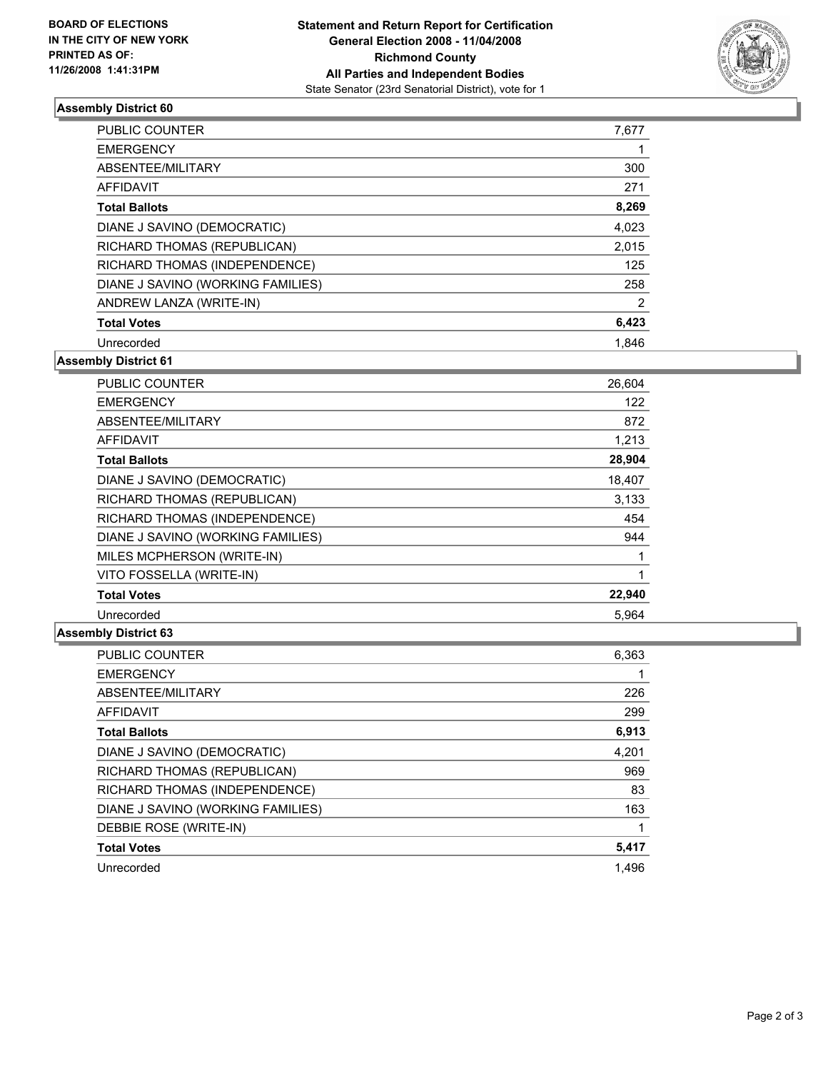**BOARD OF ELECTIONS IN THE CITY OF NEW YORK PRINTED AS OF: 11/26/2008 1:41:31PM**

# Statement and Return Report for Certification
## General Election 2008 - 11/04/2008
## Richmond County
## All Parties and Independent Bodies
State Senator (23rd Senatorial District), vote for 1

### Assembly District 60

| | |
|---|---|
| PUBLIC COUNTER | 7,677 |
| EMERGENCY | 1 |
| ABSENTEE/MILITARY | 300 |
| AFFIDAVIT | 271 |
| **Total Ballots** | **8,269** |
| DIANE J SAVINO (DEMOCRATIC) | 4,023 |
| RICHARD THOMAS (REPUBLICAN) | 2,015 |
| RICHARD THOMAS (INDEPENDENCE) | 125 |
| DIANE J SAVINO (WORKING FAMILIES) | 258 |
| ANDREW LANZA (WRITE-IN) | 2 |
| **Total Votes** | **6,423** |
| Unrecorded | 1,846 |

### Assembly District 61

| | |
|---|---|
| PUBLIC COUNTER | 26,604 |
| EMERGENCY | 122 |
| ABSENTEE/MILITARY | 872 |
| AFFIDAVIT | 1,213 |
| **Total Ballots** | **28,904** |
| DIANE J SAVINO (DEMOCRATIC) | 18,407 |
| RICHARD THOMAS (REPUBLICAN) | 3,133 |
| RICHARD THOMAS (INDEPENDENCE) | 454 |
| DIANE J SAVINO (WORKING FAMILIES) | 944 |
| MILES MCPHERSON (WRITE-IN) | 1 |
| VITO FOSSELLA (WRITE-IN) | 1 |
| **Total Votes** | **22,940** |
| Unrecorded | 5,964 |

### Assembly District 63

| | |
|---|---|
| PUBLIC COUNTER | 6,363 |
| EMERGENCY | 1 |
| ABSENTEE/MILITARY | 226 |
| AFFIDAVIT | 299 |
| **Total Ballots** | **6,913** |
| DIANE J SAVINO (DEMOCRATIC) | 4,201 |
| RICHARD THOMAS (REPUBLICAN) | 969 |
| RICHARD THOMAS (INDEPENDENCE) | 83 |
| DIANE J SAVINO (WORKING FAMILIES) | 163 |
| DEBBIE ROSE (WRITE-IN) | 1 |
| **Total Votes** | **5,417** |
| Unrecorded | 1,496 |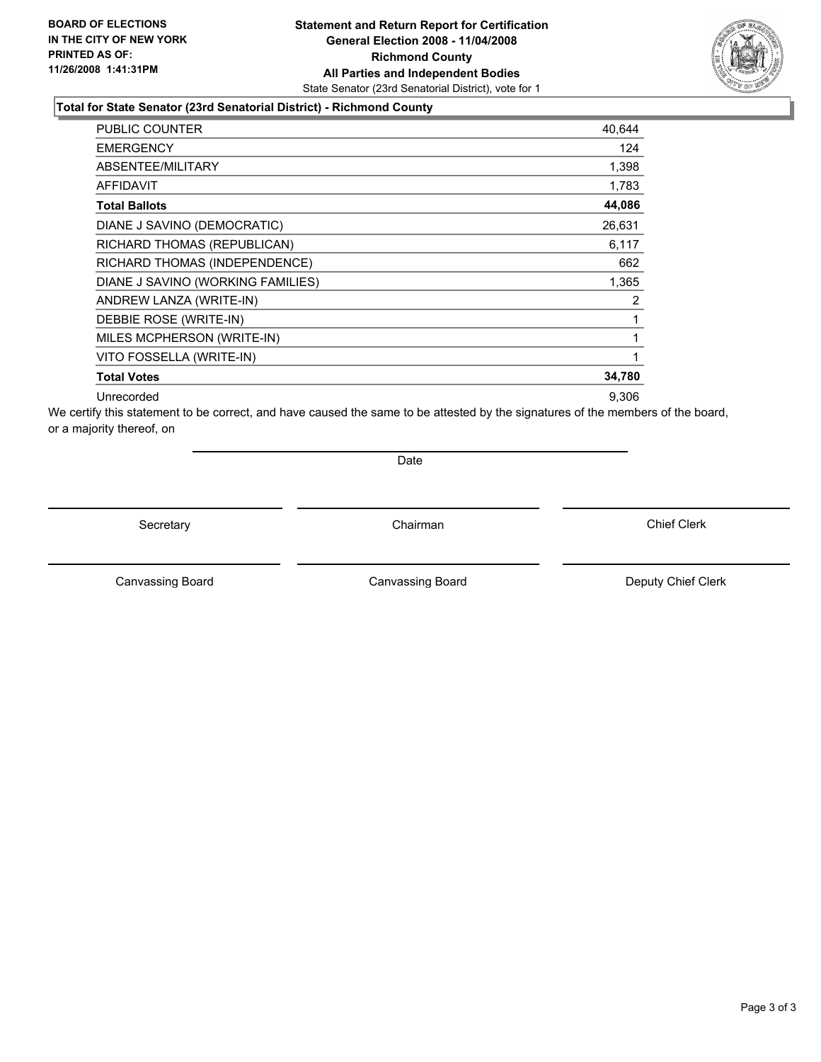**BOARD OF ELECTIONS IN THE CITY OF NEW YORK PRINTED AS OF: 11/26/2008 1:41:31PM**

**Statement and Return Report for Certification**
**General Election 2008 - 11/04/2008**
**Richmond County**
**All Parties and Independent Bodies**
State Senator (23rd Senatorial District), vote for 1

**Total for State Senator (23rd Senatorial District) - Richmond County**

| | |
|---|---|
| PUBLIC COUNTER | 40,644 |
| EMERGENCY | 124 |
| ABSENTEE/MILITARY | 1,398 |
| AFFIDAVIT | 1,783 |
| **Total Ballots** | **44,086** |
| DIANE J SAVINO (DEMOCRATIC) | 26,631 |
| RICHARD THOMAS (REPUBLICAN) | 6,117 |
| RICHARD THOMAS (INDEPENDENCE) | 662 |
| DIANE J SAVINO (WORKING FAMILIES) | 1,365 |
| ANDREW LANZA (WRITE-IN) | 2 |
| DEBBIE ROSE (WRITE-IN) | 1 |
| MILES MCPHERSON (WRITE-IN) | 1 |
| VITO FOSSELLA (WRITE-IN) | 1 |
| **Total Votes** | **34,780** |
| Unrecorded | 9,306 |

We certify this statement to be correct, and have caused the same to be attested by the signatures of the members of the board, or a majority thereof, on

Date

Secretary | Chairman | Chief Clerk

Canvassing Board | Canvassing Board | Deputy Chief Clerk